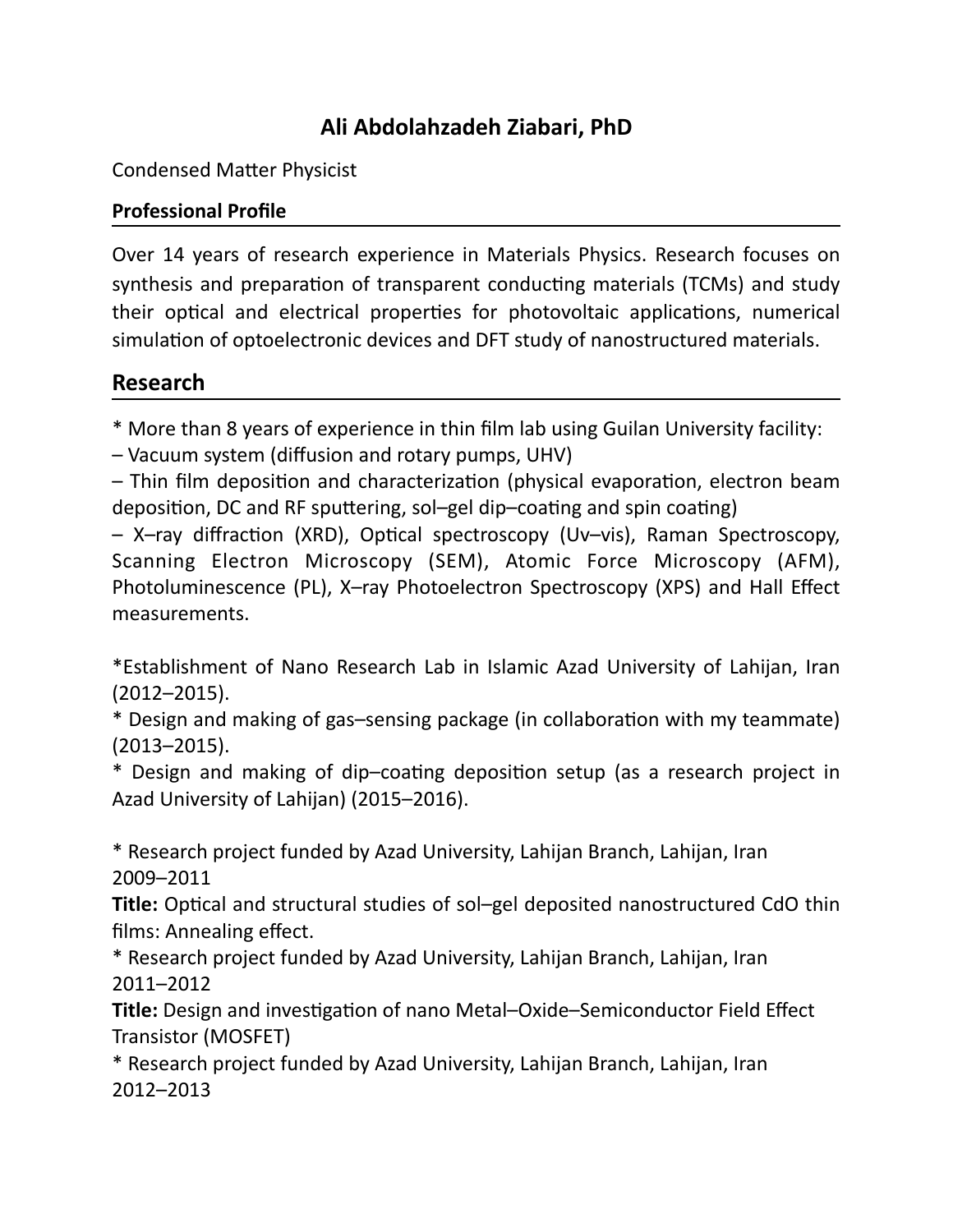# Ali Abdolahzadeh Ziabari, PhD

Condensed Matter Physicist

**Professional Profile**

Over 14 years of research experience in Materials Physics. Research focuses on synthesis and preparation of transparent conducting materials (TCMs) and study their optical and electrical properties for photovoltaic applications, numerical simulation of optoelectronic devices and DFT study of nanostructured materials.

## Research

* More than 8 years of experience in thin film lab using Guilan University facility:
– Vacuum system (diffusion and rotary pumps, UHV)
– Thin film deposition and characterization (physical evaporation, electron beam deposition, DC and RF sputtering, sol–gel dip–coating and spin coating)
– X–ray diffraction (XRD), Optical spectroscopy (Uv–vis), Raman Spectroscopy, Scanning Electron Microscopy (SEM), Atomic Force Microscopy (AFM), Photoluminescence (PL), X–ray Photoelectron Spectroscopy (XPS) and Hall Effect measurements.

*Establishment of Nano Research Lab in Islamic Azad University of Lahijan, Iran (2012–2015).
* Design and making of gas–sensing package (in collaboration with my teammate) (2013–2015).
* Design and making of dip–coating deposition setup (as a research project in Azad University of Lahijan) (2015–2016).

* Research project funded by Azad University, Lahijan Branch, Lahijan, Iran
2009–2011
**Title:** Optical and structural studies of sol–gel deposited nanostructured CdO thin films: Annealing effect.
* Research project funded by Azad University, Lahijan Branch, Lahijan, Iran
2011–2012
**Title:** Design and investigation of nano Metal–Oxide–Semiconductor Field Effect Transistor (MOSFET)
* Research project funded by Azad University, Lahijan Branch, Lahijan, Iran
2012–2013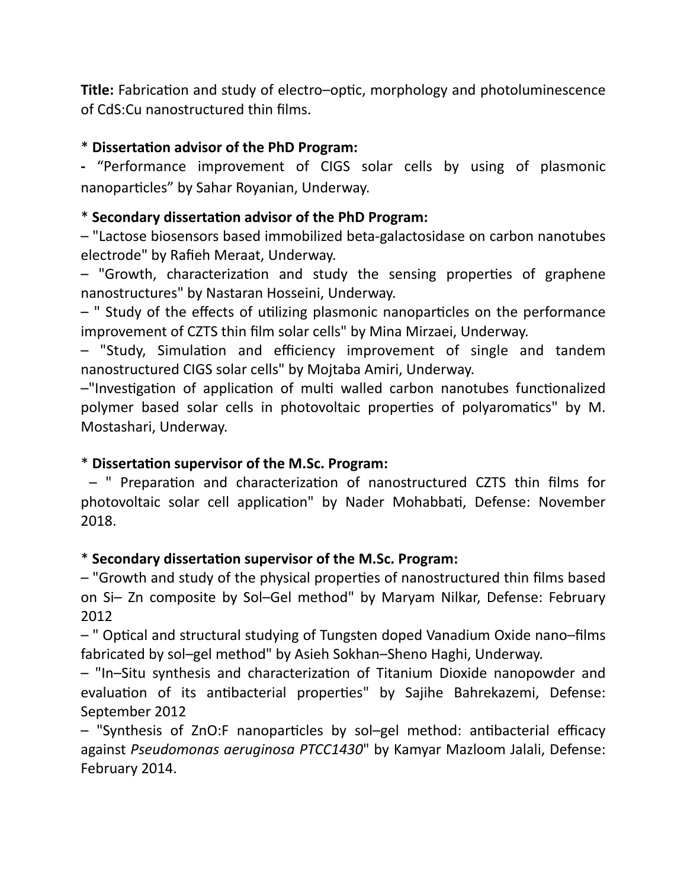**Title:** Fabrication and study of electro–optic, morphology and photoluminescence of CdS:Cu nanostructured thin films.

* **Dissertation advisor of the PhD Program:**

- "Performance improvement of CIGS solar cells by using of plasmonic nanoparticles" by Sahar Royanian, Underway.

* **Secondary dissertation advisor of the PhD Program:**

– "Lactose biosensors based immobilized beta-galactosidase on carbon nanotubes electrode" by Rafieh Meraat, Underway.

– "Growth, characterization and study the sensing properties of graphene nanostructures" by Nastaran Hosseini, Underway.

– " Study of the effects of utilizing plasmonic nanoparticles on the performance improvement of CZTS thin film solar cells" by Mina Mirzaei, Underway.

– "Study, Simulation and efficiency improvement of single and tandem nanostructured CIGS solar cells" by Mojtaba Amiri, Underway.

–"Investigation of application of multi walled carbon nanotubes functionalized polymer based solar cells in photovoltaic properties of polyaromatics" by M. Mostashari, Underway.

* **Dissertation supervisor of the M.Sc. Program:**

– " Preparation and characterization of nanostructured CZTS thin films for photovoltaic solar cell application" by Nader Mohabbati, Defense: November 2018.

* **Secondary dissertation supervisor of the M.Sc. Program:**

– "Growth and study of the physical properties of nanostructured thin films based on Si– Zn composite by Sol–Gel method" by Maryam Nilkar, Defense: February 2012

– " Optical and structural studying of Tungsten doped Vanadium Oxide nano–films fabricated by sol–gel method" by Asieh Sokhan–Sheno Haghi, Underway.

– "In–Situ synthesis and characterization of Titanium Dioxide nanopowder and evaluation of its antibacterial properties" by Sajihe Bahrekazemi, Defense: September 2012

– "Synthesis of ZnO:F nanoparticles by sol–gel method: antibacterial efficacy against *Pseudomonas aeruginosa PTCC1430*" by Kamyar Mazloom Jalali, Defense: February 2014.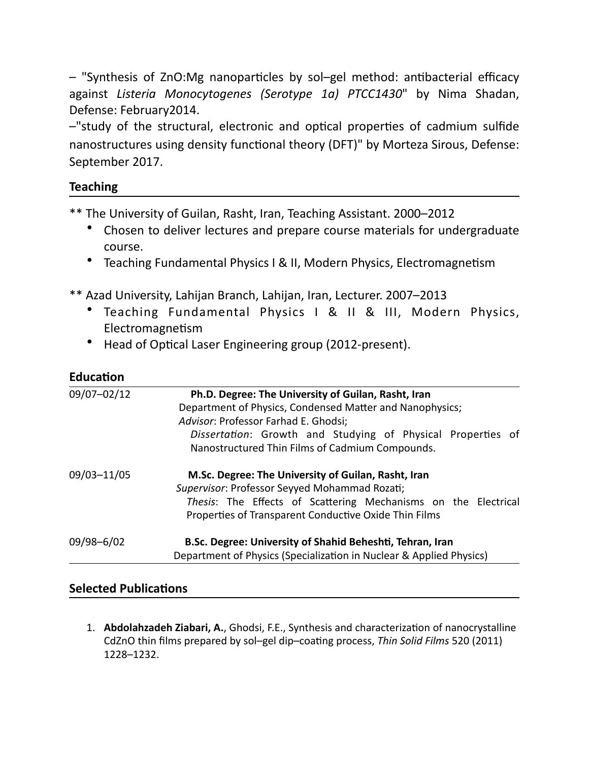– "Synthesis of ZnO:Mg nanoparticles by sol–gel method: antibacterial efficacy against *Listeria Monocytogenes (Serotype 1a) PTCC1430*" by Nima Shadan, Defense: February2014.

–"study of the structural, electronic and optical properties of cadmium sulfide nanostructures using density functional theory (DFT)" by Morteza Sirous, Defense: September 2017.

## Teaching

** The University of Guilan, Rasht, Iran, Teaching Assistant. 2000–2012

- Chosen to deliver lectures and prepare course materials for undergraduate course.
- Teaching Fundamental Physics I & II, Modern Physics, Electromagnetism

** Azad University, Lahijan Branch, Lahijan, Iran, Lecturer. 2007–2013

- Teaching Fundamental Physics I & II & III, Modern Physics, Electromagnetism
- Head of Optical Laser Engineering group (2012-present).

## Education

09/07–02/12 **Ph.D. Degree: The University of Guilan, Rasht, Iran**
Department of Physics, Condensed Matter and Nanophysics;
*Advisor*: Professor Farhad E. Ghodsi;
*Dissertation*: Growth and Studying of Physical Properties of Nanostructured Thin Films of Cadmium Compounds.

09/03–11/05 **M.Sc. Degree: The University of Guilan, Rasht, Iran**
*Supervisor*: Professor Seyyed Mohammad Rozati;
*Thesis*: The Effects of Scattering Mechanisms on the Electrical Properties of Transparent Conductive Oxide Thin Films

09/98–6/02 **B.Sc. Degree: University of Shahid Beheshti, Tehran, Iran**
Department of Physics (Specialization in Nuclear & Applied Physics)

## Selected Publications

1. **Abdolahzadeh Ziabari, A.**, Ghodsi, F.E., Synthesis and characterization of nanocrystalline CdZnO thin films prepared by sol–gel dip–coating process, *Thin Solid Films* 520 (2011) 1228–1232.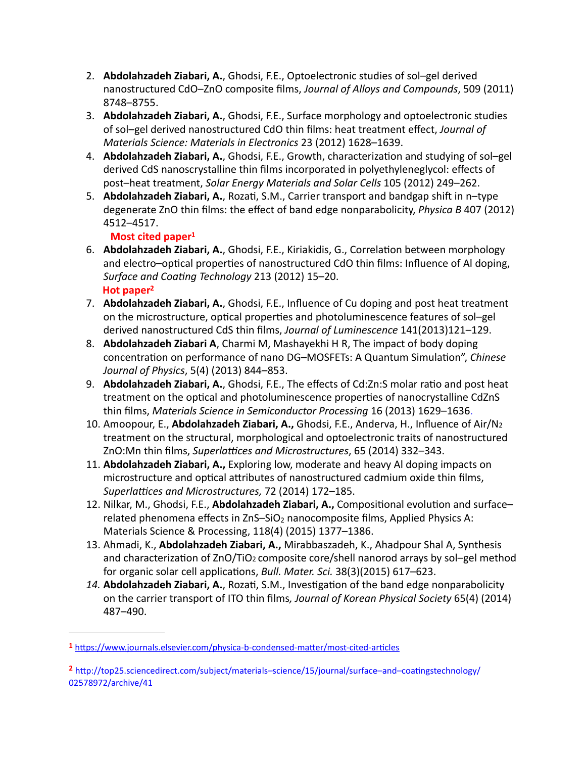2. **Abdolahzadeh Ziabari, A.**, Ghodsi, F.E., Optoelectronic studies of sol–gel derived nanostructured CdO–ZnO composite films, *Journal of Alloys and Compounds*, 509 (2011) 8748–8755.
3. **Abdolahzadeh Ziabari, A.**, Ghodsi, F.E., Surface morphology and optoelectronic studies of sol–gel derived nanostructured CdO thin films: heat treatment effect, *Journal of Materials Science: Materials in Electronics* 23 (2012) 1628–1639.
4. **Abdolahzadeh Ziabari, A.**, Ghodsi, F.E., Growth, characterization and studying of sol–gel derived CdS nanoscrystalline thin films incorporated in polyethyleneglycol: effects of post–heat treatment, *Solar Energy Materials and Solar Cells* 105 (2012) 249–262.
5. **Abdolahzadeh Ziabari, A.**, Rozati, S.M., Carrier transport and bandgap shift in n–type degenerate ZnO thin films: the effect of band edge nonparabolicity, *Physica B* 407 (2012) 4512–4517.
   **Most cited paper[1]**
6. **Abdolahzadeh Ziabari, A.**, Ghodsi, F.E., Kiriakidis, G., Correlation between morphology and electro–optical properties of nanostructured CdO thin films: Influence of Al doping, *Surface and Coating Technology* 213 (2012) 15–20.
   **Hot paper[2]**
7. **Abdolahzadeh Ziabari, A.**, Ghodsi, F.E., Influence of Cu doping and post heat treatment on the microstructure, optical properties and photoluminescence features of sol–gel derived nanostructured CdS thin films, *Journal of Luminescence* 141(2013)121–129.
8. **Abdolahzadeh Ziabari A**, Charmi M, Mashayekhi H R, The impact of body doping concentration on performance of nano DG–MOSFETs: A Quantum Simulation", *Chinese Journal of Physics*, 5(4) (2013) 844–853.
9. **Abdolahzadeh Ziabari, A.**, Ghodsi, F.E., The effects of Cd:Zn:S molar ratio and post heat treatment on the optical and photoluminescence properties of nanocrystalline CdZnS thin films, *Materials Science in Semiconductor Processing* 16 (2013) 1629–1636.
10. Amoopour, E., **Abdolahzadeh Ziabari, A.,** Ghodsi, F.E., Anderva, H., Influence of Air/$N_2$ treatment on the structural, morphological and optoelectronic traits of nanostructured ZnO:Mn thin films, *Superlattices and Microstructures*, 65 (2014) 332–343.
11. **Abdolahzadeh Ziabari, A.,** Exploring low, moderate and heavy Al doping impacts on microstructure and optical attributes of nanostructured cadmium oxide thin films, *Superlattices and Microstructures,* 72 (2014) 172–185.
12. Nilkar, M., Ghodsi, F.E., **Abdolahzadeh Ziabari, A.,** Compositional evolution and surface–related phenomena effects in ZnS–$SiO_2$ nanocomposite films, Applied Physics A: Materials Science & Processing, 118(4) (2015) 1377–1386.
13. Ahmadi, K., **Abdolahzadeh Ziabari, A.,** Mirabbaszadeh, K., Ahadpour Shal A, Synthesis and characterization of ZnO/$TiO_2$ composite core/shell nanorod arrays by sol–gel method for organic solar cell applications, *Bull. Mater. Sci.* 38(3)(2015) 617–623.
14. **Abdolahzadeh Ziabari, A.**, Rozati, S.M., Investigation of the band edge nonparabolicity on the carrier transport of ITO thin films*, Journal of Korean Physical Society* 65(4) (2014) 487–490.

---

[1] https://www.journals.elsevier.com/physica-b-condensed-matter/most-cited-articles

[2] http://top25.sciencedirect.com/subject/materials–science/15/journal/surface–and–coatingstechnology/02578972/archive/41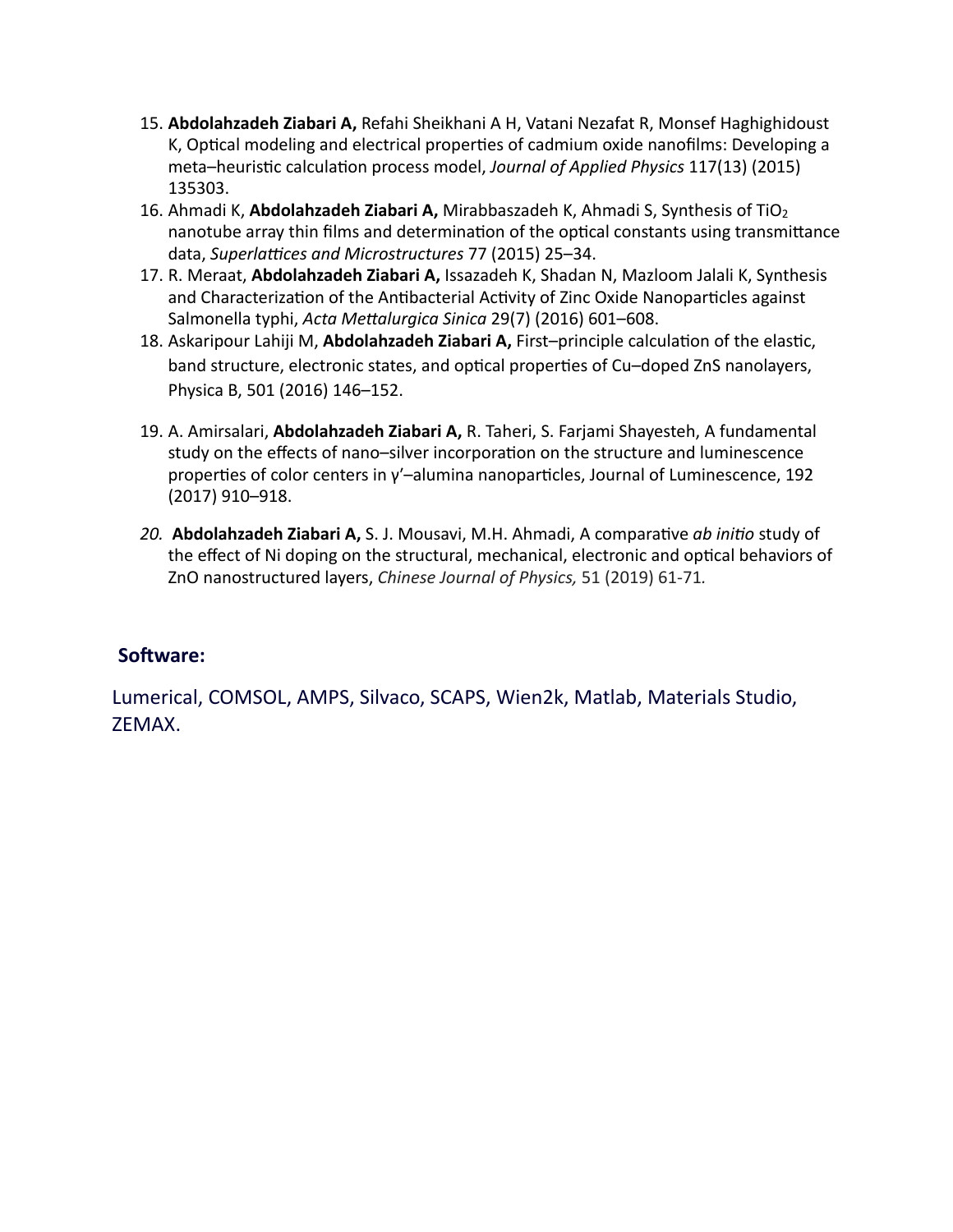15. **Abdolahzadeh Ziabari A,** Refahi Sheikhani A H, Vatani Nezafat R, Monsef Haghighidoust K, Optical modeling and electrical properties of cadmium oxide nanofilms: Developing a meta–heuristic calculation process model, *Journal of Applied Physics* 117(13) (2015) 135303.
16. Ahmadi K, **Abdolahzadeh Ziabari A,** Mirabbaszadeh K, Ahmadi S, Synthesis of $TiO_2$ nanotube array thin films and determination of the optical constants using transmittance data, *Superlattices and Microstructures* 77 (2015) 25–34.
17. R. Meraat, **Abdolahzadeh Ziabari A,** Issazadeh K, Shadan N, Mazloom Jalali K, Synthesis and Characterization of the Antibacterial Activity of Zinc Oxide Nanoparticles against Salmonella typhi, *Acta Mettalurgica Sinica* 29(7) (2016) 601–608.
18. Askaripour Lahiji M, **Abdolahzadeh Ziabari A,** First–principle calculation of the elastic, band structure, electronic states, and optical properties of Cu–doped ZnS nanolayers, Physica B, 501 (2016) 146–152.
19. A. Amirsalari, **Abdolahzadeh Ziabari A,** R. Taheri, S. Farjami Shayesteh, A fundamental study on the effects of nano–silver incorporation on the structure and luminescence properties of color centers in γ'–alumina nanoparticles, Journal of Luminescence, 192 (2017) 910–918.
20. **Abdolahzadeh Ziabari A,** S. J. Mousavi, M.H. Ahmadi, A comparative *ab initio* study of the effect of Ni doping on the structural, mechanical, electronic and optical behaviors of ZnO nanostructured layers, *Chinese Journal of Physics,* 51 (2019) 61-71.

## Software:

Lumerical, COMSOL, AMPS, Silvaco, SCAPS, Wien2k, Matlab, Materials Studio, ZEMAX.